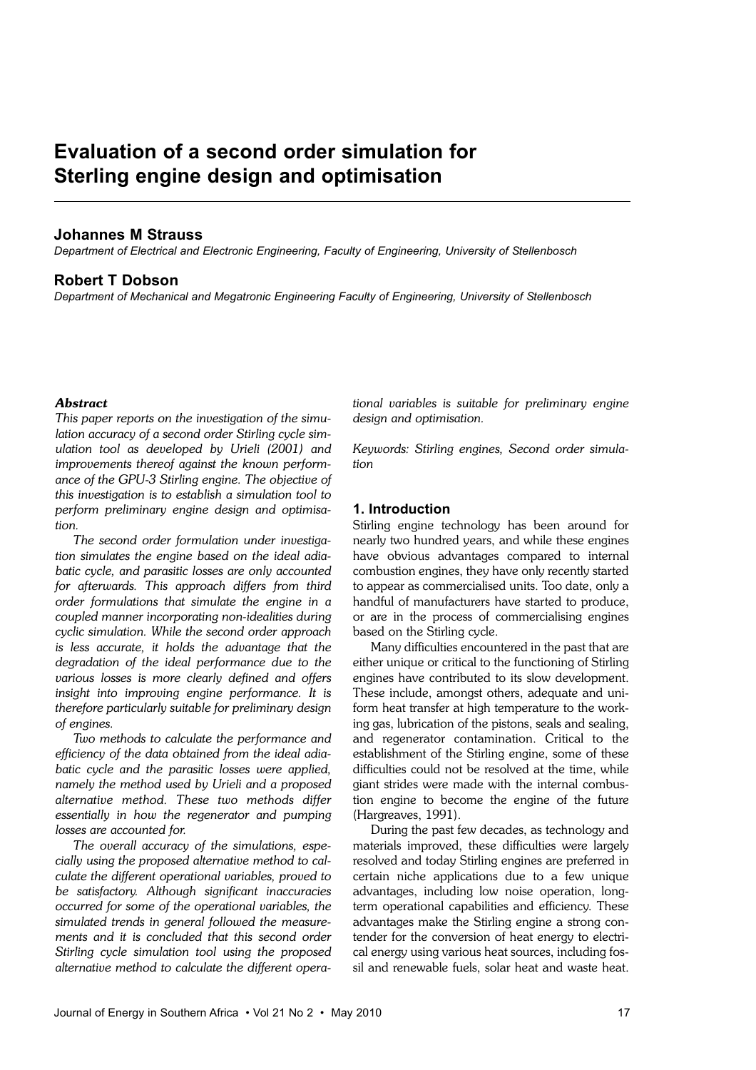# Evaluation of a second order simulation for Sterling engine design and optimisation

**Johannes M Strauss**

*Department of Electrical and Electronic Engineering, Faculty of Engineering, University of Stellenbosch*

**Robert T Dobson**

*Department of Mechanical and Megatronic Engineering Faculty of Engineering, University of Stellenbosch*

***Abstract***

*This paper reports on the investigation of the simulation accuracy of a second order Stirling cycle simulation tool as developed by Urieli (2001) and improvements thereof against the known performance of the GPU-3 Stirling engine. The objective of this investigation is to establish a simulation tool to perform preliminary engine design and optimisation.*

*The second order formulation under investigation simulates the engine based on the ideal adiabatic cycle, and parasitic losses are only accounted for afterwards. This approach differs from third order formulations that simulate the engine in a coupled manner incorporating non-idealities during cyclic simulation. While the second order approach is less accurate, it holds the advantage that the degradation of the ideal performance due to the various losses is more clearly defined and offers insight into improving engine performance. It is therefore particularly suitable for preliminary design of engines.*

*Two methods to calculate the performance and efficiency of the data obtained from the ideal adiabatic cycle and the parasitic losses were applied, namely the method used by Urieli and a proposed alternative method. These two methods differ essentially in how the regenerator and pumping losses are accounted for.*

*The overall accuracy of the simulations, especially using the proposed alternative method to calculate the different operational variables, proved to be satisfactory. Although significant inaccuracies occurred for some of the operational variables, the simulated trends in general followed the measurements and it is concluded that this second order Stirling cycle simulation tool using the proposed alternative method to calculate the different operational variables is suitable for preliminary engine design and optimisation.*

*Keywords: Stirling engines, Second order simulation*

## 1. Introduction

Stirling engine technology has been around for nearly two hundred years, and while these engines have obvious advantages compared to internal combustion engines, they have only recently started to appear as commercialised units. Too date, only a handful of manufacturers have started to produce, or are in the process of commercialising engines based on the Stirling cycle.

Many difficulties encountered in the past that are either unique or critical to the functioning of Stirling engines have contributed to its slow development. These include, amongst others, adequate and uniform heat transfer at high temperature to the working gas, lubrication of the pistons, seals and sealing, and regenerator contamination. Critical to the establishment of the Stirling engine, some of these difficulties could not be resolved at the time, while giant strides were made with the internal combustion engine to become the engine of the future (Hargreaves, 1991).

During the past few decades, as technology and materials improved, these difficulties were largely resolved and today Stirling engines are preferred in certain niche applications due to a few unique advantages, including low noise operation, long-term operational capabilities and efficiency. These advantages make the Stirling engine a strong contender for the conversion of heat energy to electrical energy using various heat sources, including fossil and renewable fuels, solar heat and waste heat.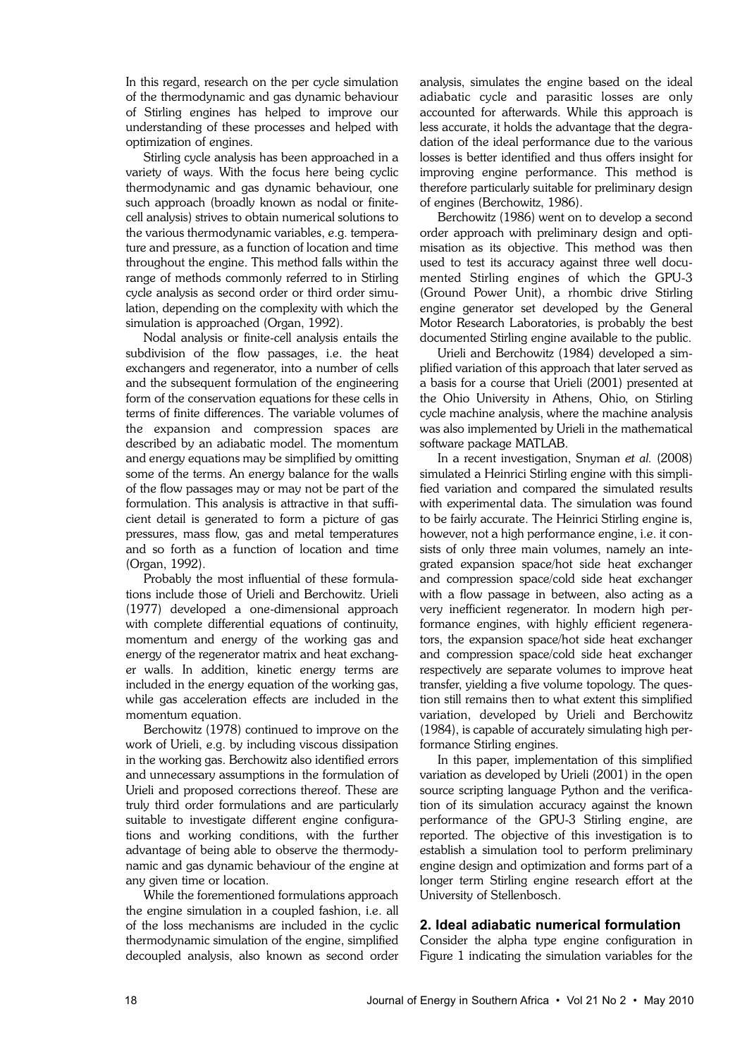In this regard, research on the per cycle simulation of the thermodynamic and gas dynamic behaviour of Stirling engines has helped to improve our understanding of these processes and helped with optimization of engines.

Stirling cycle analysis has been approached in a variety of ways. With the focus here being cyclic thermodynamic and gas dynamic behaviour, one such approach (broadly known as nodal or finite-cell analysis) strives to obtain numerical solutions to the various thermodynamic variables, e.g. temperature and pressure, as a function of location and time throughout the engine. This method falls within the range of methods commonly referred to in Stirling cycle analysis as second order or third order simulation, depending on the complexity with which the simulation is approached (Organ, 1992).

Nodal analysis or finite-cell analysis entails the subdivision of the flow passages, i.e. the heat exchangers and regenerator, into a number of cells and the subsequent formulation of the engineering form of the conservation equations for these cells in terms of finite differences. The variable volumes of the expansion and compression spaces are described by an adiabatic model. The momentum and energy equations may be simplified by omitting some of the terms. An energy balance for the walls of the flow passages may or may not be part of the formulation. This analysis is attractive in that sufficient detail is generated to form a picture of gas pressures, mass flow, gas and metal temperatures and so forth as a function of location and time (Organ, 1992).

Probably the most influential of these formulations include those of Urieli and Berchowitz. Urieli (1977) developed a one-dimensional approach with complete differential equations of continuity, momentum and energy of the working gas and energy of the regenerator matrix and heat exchanger walls. In addition, kinetic energy terms are included in the energy equation of the working gas, while gas acceleration effects are included in the momentum equation.

Berchowitz (1978) continued to improve on the work of Urieli, e.g. by including viscous dissipation in the working gas. Berchowitz also identified errors and unnecessary assumptions in the formulation of Urieli and proposed corrections thereof. These are truly third order formulations and are particularly suitable to investigate different engine configurations and working conditions, with the further advantage of being able to observe the thermodynamic and gas dynamic behaviour of the engine at any given time or location.

While the forementioned formulations approach the engine simulation in a coupled fashion, i.e. all of the loss mechanisms are included in the cyclic thermodynamic simulation of the engine, simplified decoupled analysis, also known as second order analysis, simulates the engine based on the ideal adiabatic cycle and parasitic losses are only accounted for afterwards. While this approach is less accurate, it holds the advantage that the degradation of the ideal performance due to the various losses is better identified and thus offers insight for improving engine performance. This method is therefore particularly suitable for preliminary design of engines (Berchowitz, 1986).

Berchowitz (1986) went on to develop a second order approach with preliminary design and optimisation as its objective. This method was then used to test its accuracy against three well documented Stirling engines of which the GPU-3 (Ground Power Unit), a rhombic drive Stirling engine generator set developed by the General Motor Research Laboratories, is probably the best documented Stirling engine available to the public.

Urieli and Berchowitz (1984) developed a simplified variation of this approach that later served as a basis for a course that Urieli (2001) presented at the Ohio University in Athens, Ohio, on Stirling cycle machine analysis, where the machine analysis was also implemented by Urieli in the mathematical software package MATLAB.

In a recent investigation, Snyman *et al.* (2008) simulated a Heinrici Stirling engine with this simplified variation and compared the simulated results with experimental data. The simulation was found to be fairly accurate. The Heinrici Stirling engine is, however, not a high performance engine, i.e. it consists of only three main volumes, namely an integrated expansion space/hot side heat exchanger and compression space/cold side heat exchanger with a flow passage in between, also acting as a very inefficient regenerator. In modern high performance engines, with highly efficient regenerators, the expansion space/hot side heat exchanger and compression space/cold side heat exchanger respectively are separate volumes to improve heat transfer, yielding a five volume topology. The question still remains then to what extent this simplified variation, developed by Urieli and Berchowitz (1984), is capable of accurately simulating high performance Stirling engines.

In this paper, implementation of this simplified variation as developed by Urieli (2001) in the open source scripting language Python and the verification of its simulation accuracy against the known performance of the GPU-3 Stirling engine, are reported. The objective of this investigation is to establish a simulation tool to perform preliminary engine design and optimization and forms part of a longer term Stirling engine research effort at the University of Stellenbosch.

## 2. Ideal adiabatic numerical formulation

Consider the alpha type engine configuration in Figure 1 indicating the simulation variables for the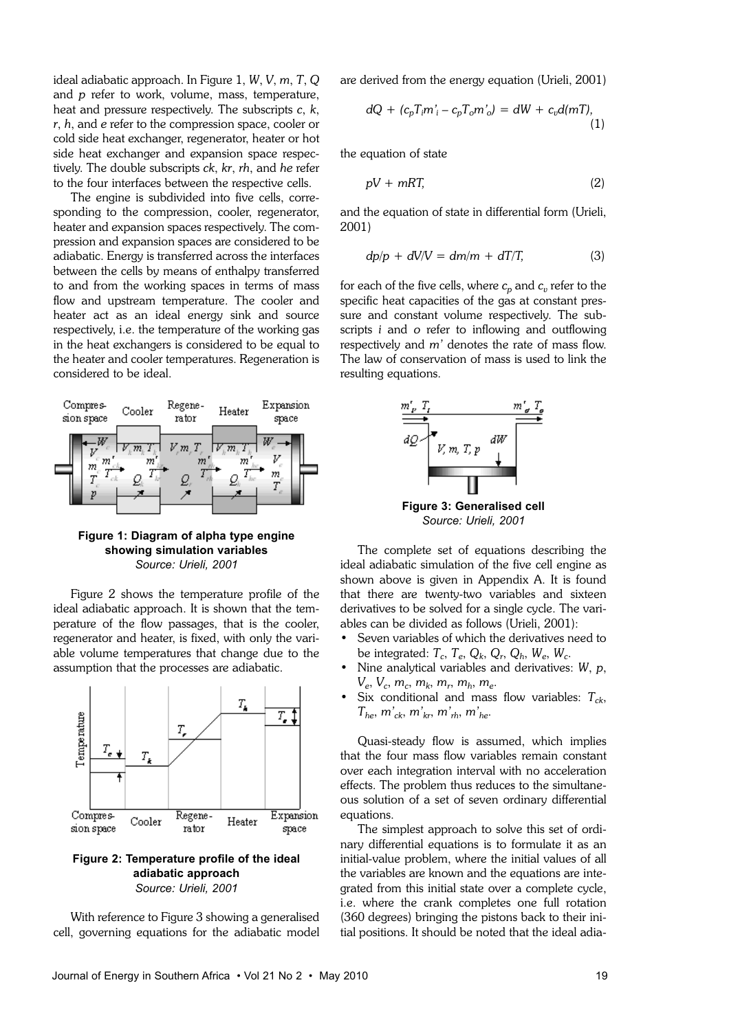ideal adiabatic approach. In Figure 1, $W$, $V$, $m$, $T$, $Q$ and $p$ refer to work, volume, mass, temperature, heat and pressure respectively. The subscripts $c$, $k$, $r$, $h$, and $e$ refer to the compression space, cooler or cold side heat exchanger, regenerator, heater or hot side heat exchanger and expansion space respectively. The double subscripts $ck$, $kr$, $rh$, and $he$ refer to the four interfaces between the respective cells.

The engine is subdivided into five cells, corresponding to the compression, cooler, regenerator, heater and expansion spaces respectively. The compression and expansion spaces are considered to be adiabatic. Energy is transferred across the interfaces between the cells by means of enthalpy transferred to and from the working spaces in terms of mass flow and upstream temperature. The cooler and heater act as an ideal energy sink and source respectively, i.e. the temperature of the working gas in the heat exchangers is considered to be equal to the heater and cooler temperatures. Regeneration is considered to be ideal.

**Figure 1: Diagram of alpha type engine showing simulation variables**
*Source: Urieli, 2001*

Figure 2 shows the temperature profile of the ideal adiabatic approach. It is shown that the temperature of the flow passages, that is the cooler, regenerator and heater, is fixed, with only the variable volume temperatures that change due to the assumption that the processes are adiabatic.

**Figure 2: Temperature profile of the ideal adiabatic approach**
*Source: Urieli, 2001*

With reference to Figure 3 showing a generalised cell, governing equations for the adiabatic model are derived from the energy equation (Urieli, 2001)

$$dQ + (c_pT_im'_i - c_pT_om'_o) = dW + c_vd(mT), \tag{1}$$

the equation of state

$$pV + mRT, \tag{2}$$

and the equation of state in differential form (Urieli, 2001)

$$dp/p + dV/V = dm/m + dT/T, \tag{3}$$

for each of the five cells, where $c_p$ and $c_v$ refer to the specific heat capacities of the gas at constant pressure and constant volume respectively. The subscripts $i$ and $o$ refer to inflowing and outflowing respectively and $m'$ denotes the rate of mass flow. The law of conservation of mass is used to link the resulting equations.

**Figure 3: Generalised cell**
*Source: Urieli, 2001*

The complete set of equations describing the ideal adiabatic simulation of the five cell engine as shown above is given in Appendix A. It is found that there are twenty-two variables and sixteen derivatives to be solved for a single cycle. The variables can be divided as follows (Urieli, 2001):

- Seven variables of which the derivatives need to be integrated: $T_c$, $T_e$, $Q_k$, $Q_r$, $Q_h$, $W_e$, $W_c$.
- Nine analytical variables and derivatives: $W$, $p$, $V_e$, $V_c$, $m_c$, $m_k$, $m_r$, $m_h$, $m_e$.
- Six conditional and mass flow variables: $T_{ck}$, $T_{he}$, $m'_{ck}$, $m'_{kr}$, $m'_{rh}$, $m'_{he}$.

Quasi-steady flow is assumed, which implies that the four mass flow variables remain constant over each integration interval with no acceleration effects. The problem thus reduces to the simultaneous solution of a set of seven ordinary differential equations.

The simplest approach to solve this set of ordinary differential equations is to formulate it as an initial-value problem, where the initial values of all the variables are known and the equations are integrated from this initial state over a complete cycle, i.e. where the crank completes one full rotation (360 degrees) bringing the pistons back to their initial positions. It should be noted that the ideal adia-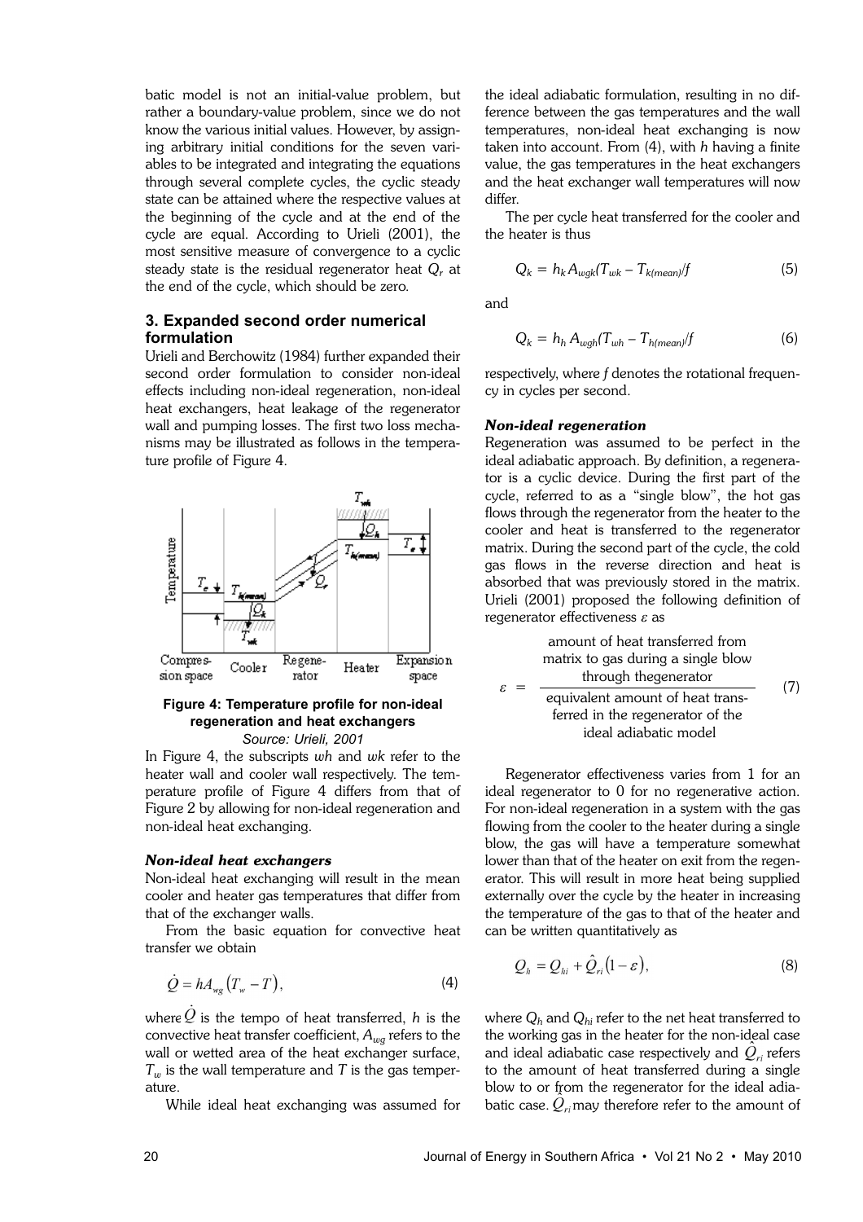batic model is not an initial-value problem, but rather a boundary-value problem, since we do not know the various initial values. However, by assigning arbitrary initial conditions for the seven variables to be integrated and integrating the equations through several complete cycles, the cyclic steady state can be attained where the respective values at the beginning of the cycle and at the end of the cycle are equal. According to Urieli (2001), the most sensitive measure of convergence to a cyclic steady state is the residual regenerator heat $Q_r$ at the end of the cycle, which should be zero.

### 3. Expanded second order numerical formulation

Urieli and Berchowitz (1984) further expanded their second order formulation to consider non-ideal effects including non-ideal regeneration, non-ideal heat exchangers, heat leakage of the regenerator wall and pumping losses. The first two loss mechanisms may be illustrated as follows in the temperature profile of Figure 4.

**Figure 4: Temperature profile for non-ideal regeneration and heat exchangers**
*Source: Urieli, 2001*

In Figure 4, the subscripts *wh* and *wk* refer to the heater wall and cooler wall respectively. The temperature profile of Figure 4 differs from that of Figure 2 by allowing for non-ideal regeneration and non-ideal heat exchanging.

#### *Non-ideal heat exchangers*

Non-ideal heat exchanging will result in the mean cooler and heater gas temperatures that differ from that of the exchanger walls.

From the basic equation for convective heat transfer we obtain

$$\dot{Q} = hA_{wg}\left(T_w - T\right), \tag{4}$$

where $\dot{Q}$ is the tempo of heat transferred, $h$ is the convective heat transfer coefficient, $A_{wg}$ refers to the wall or wetted area of the heat exchanger surface, $T_w$ is the wall temperature and $T$ is the gas temperature.

While ideal heat exchanging was assumed for the ideal adiabatic formulation, resulting in no difference between the gas temperatures and the wall temperatures, non-ideal heat exchanging is now taken into account. From (4), with $h$ having a finite value, the gas temperatures in the heat exchangers and the heat exchanger wall temperatures will now differ.

The per cycle heat transferred for the cooler and the heater is thus

$$Q_k = h_k A_{wgk}(T_{wk} - T_{k(mean)})/f \tag{5}$$

and

$$Q_k = h_h A_{wgh}(T_{wh} - T_{h(mean)})/f \tag{6}$$

respectively, where $f$ denotes the rotational frequency in cycles per second.

#### *Non-ideal regeneration*

Regeneration was assumed to be perfect in the ideal adiabatic approach. By definition, a regenerator is a cyclic device. During the first part of the cycle, referred to as a "single blow", the hot gas flows through the regenerator from the heater to the cooler and heat is transferred to the regenerator matrix. During the second part of the cycle, the cold gas flows in the reverse direction and heat is absorbed that was previously stored in the matrix. Urieli (2001) proposed the following definition of regenerator effectiveness $\varepsilon$ as

$$\varepsilon = \frac{\text{amount of heat transferred from matrix to gas during a single blow through thegenerator}}{\text{equivalent amount of heat transferred in the regenerator of the ideal adiabatic model}} \tag{7}$$

Regenerator effectiveness varies from 1 for an ideal regenerator to 0 for no regenerative action. For non-ideal regeneration in a system with the gas flowing from the cooler to the heater during a single blow, the gas will have a temperature somewhat lower than that of the heater on exit from the regenerator. This will result in more heat being supplied externally over the cycle by the heater in increasing the temperature of the gas to that of the heater and can be written quantitatively as

$$Q_h = Q_{hi} + \hat{Q}_{ri}\left(1 - \varepsilon\right), \tag{8}$$

where $Q_h$ and $Q_{hi}$ refer to the net heat transferred to the working gas in the heater for the non-ideal case and ideal adiabatic case respectively and $\hat{Q}_{ri}$ refers to the amount of heat transferred during a single blow to or from the regenerator for the ideal adiabatic case. $\hat{Q}_{ri}$ may therefore refer to the amount of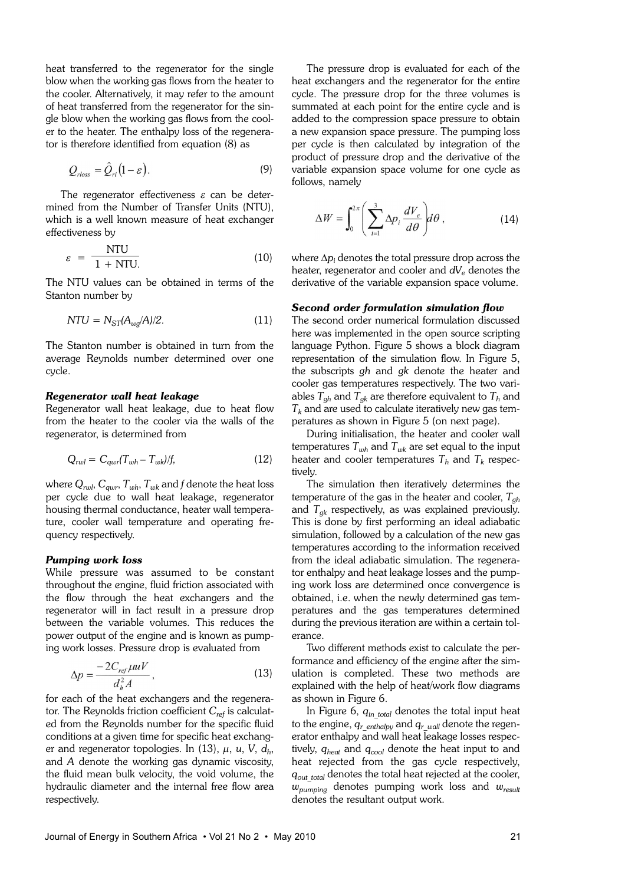heat transferred to the regenerator for the single blow when the working gas flows from the heater to the cooler. Alternatively, it may refer to the amount of heat transferred from the regenerator for the single blow when the working gas flows from the cooler to the heater. The enthalpy loss of the regenerator is therefore identified from equation (8) as

$$Q_{rloss} = \hat{Q}_{ri}\left(1-\varepsilon\right). \tag{9}$$

The regenerator effectiveness $\varepsilon$ can be determined from the Number of Transfer Units (NTU), which is a well known measure of heat exchanger effectiveness by

$$\varepsilon = \frac{\mathrm{NTU}}{1 + \mathrm{NTU}}. \tag{10}$$

The NTU values can be obtained in terms of the Stanton number by

$$NTU = N_{ST}(A_{wg}/A)/2. \tag{11}$$

The Stanton number is obtained in turn from the average Reynolds number determined over one cycle.

### *Regenerator wall heat leakage*

Regenerator wall heat leakage, due to heat flow from the heater to the cooler via the walls of the regenerator, is determined from

$$Q_{rwl} = C_{qwr}(T_{wh} - T_{wk})/f, \tag{12}$$

where $Q_{rwl}$, $C_{qwr}$, $T_{wh}$, $T_{wk}$ and $f$ denote the heat loss per cycle due to wall heat leakage, regenerator housing thermal conductance, heater wall temperature, cooler wall temperature and operating frequency respectively.

### *Pumping work loss*

While pressure was assumed to be constant throughout the engine, fluid friction associated with the flow through the heat exchangers and the regenerator will in fact result in a pressure drop between the variable volumes. This reduces the power output of the engine and is known as pumping work losses. Pressure drop is evaluated from

$$\Delta p = \frac{-2C_{ref}\,\mu u V}{d_h^2 A}, \tag{13}$$

for each of the heat exchangers and the regenerator. The Reynolds friction coefficient $C_{ref}$ is calculated from the Reynolds number for the specific fluid conditions at a given time for specific heat exchanger and regenerator topologies. In (13), $\mu$, $u$, $V$, $d_h$, and $A$ denote the working gas dynamic viscosity, the fluid mean bulk velocity, the void volume, the hydraulic diameter and the internal free flow area respectively.

The pressure drop is evaluated for each of the heat exchangers and the regenerator for the entire cycle. The pressure drop for the three volumes is summated at each point for the entire cycle and is added to the compression space pressure to obtain a new expansion space pressure. The pumping loss per cycle is then calculated by integration of the product of pressure drop and the derivative of the variable expansion space volume for one cycle as follows, namely

$$\Delta W = \int_0^{2\pi}\left(\sum_{i=1}^{3}\Delta p_i \frac{dV_e}{d\theta}\right)d\theta, \tag{14}$$

where $\Delta p_i$ denotes the total pressure drop across the heater, regenerator and cooler and $dV_e$ denotes the derivative of the variable expansion space volume.

### *Second order formulation simulation flow*

The second order numerical formulation discussed here was implemented in the open source scripting language Python. Figure 5 shows a block diagram representation of the simulation flow. In Figure 5, the subscripts *gh* and *gk* denote the heater and cooler gas temperatures respectively. The two variables $T_{gh}$ and $T_{gk}$ are therefore equivalent to $T_h$ and $T_k$ and are used to calculate iteratively new gas temperatures as shown in Figure 5 (on next page).

During initialisation, the heater and cooler wall temperatures $T_{wh}$ and $T_{wk}$ are set equal to the input heater and cooler temperatures $T_h$ and $T_k$ respectively.

The simulation then iteratively determines the temperature of the gas in the heater and cooler, $T_{gh}$ and $T_{gk}$ respectively, as was explained previously. This is done by first performing an ideal adiabatic simulation, followed by a calculation of the new gas temperatures according to the information received from the ideal adiabatic simulation. The regenerator enthalpy and heat leakage losses and the pumping work loss are determined once convergence is obtained, i.e. when the newly determined gas temperatures and the gas temperatures determined during the previous iteration are within a certain tolerance.

Two different methods exist to calculate the performance and efficiency of the engine after the simulation is completed. These two methods are explained with the help of heat/work flow diagrams as shown in Figure 6.

In Figure 6, $q_{in\_total}$ denotes the total input heat to the engine, $q_{r\_enthalpy}$ and $q_{r\_wall}$ denote the regenerator enthalpy and wall heat leakage losses respectively, $q_{heat}$ and $q_{cool}$ denote the heat input to and heat rejected from the gas cycle respectively, $q_{out\_total}$ denotes the total heat rejected at the cooler, $w_{pumping}$ denotes pumping work loss and $w_{result}$ denotes the resultant output work.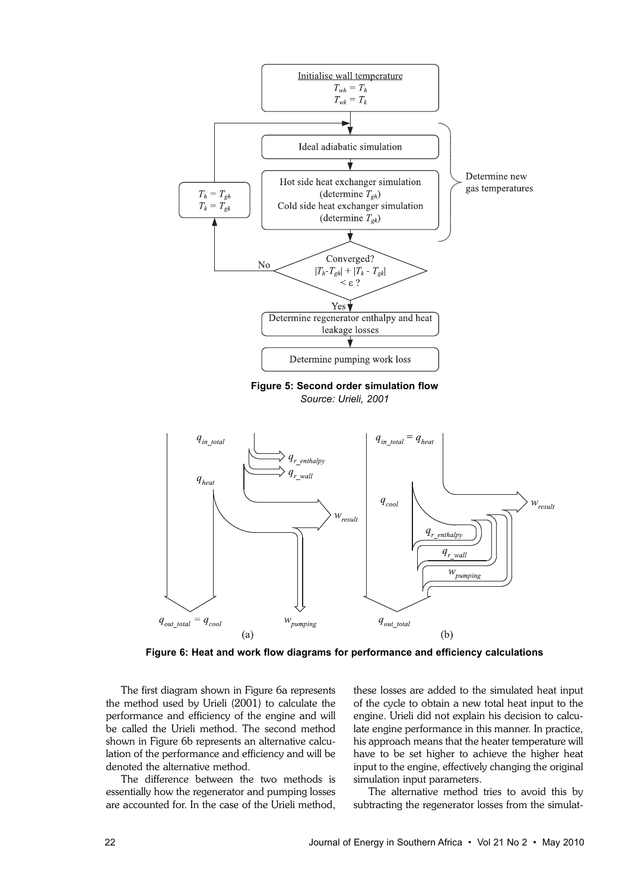**Figure 5: Second order simulation flow**
*Source: Urieli, 2001*

**Figure 6: Heat and work flow diagrams for performance and efficiency calculations**

The first diagram shown in Figure 6a represents the method used by Urieli (2001) to calculate the performance and efficiency of the engine and will be called the Urieli method. The second method shown in Figure 6b represents an alternative calculation of the performance and efficiency and will be denoted the alternative method.

The difference between the two methods is essentially how the regenerator and pumping losses are accounted for. In the case of the Urieli method, these losses are added to the simulated heat input of the cycle to obtain a new total heat input to the engine. Urieli did not explain his decision to calculate engine performance in this manner. In practice, his approach means that the heater temperature will have to be set higher to achieve the higher heat input to the engine, effectively changing the original simulation input parameters.

The alternative method tries to avoid this by subtracting the regenerator losses from the simulat-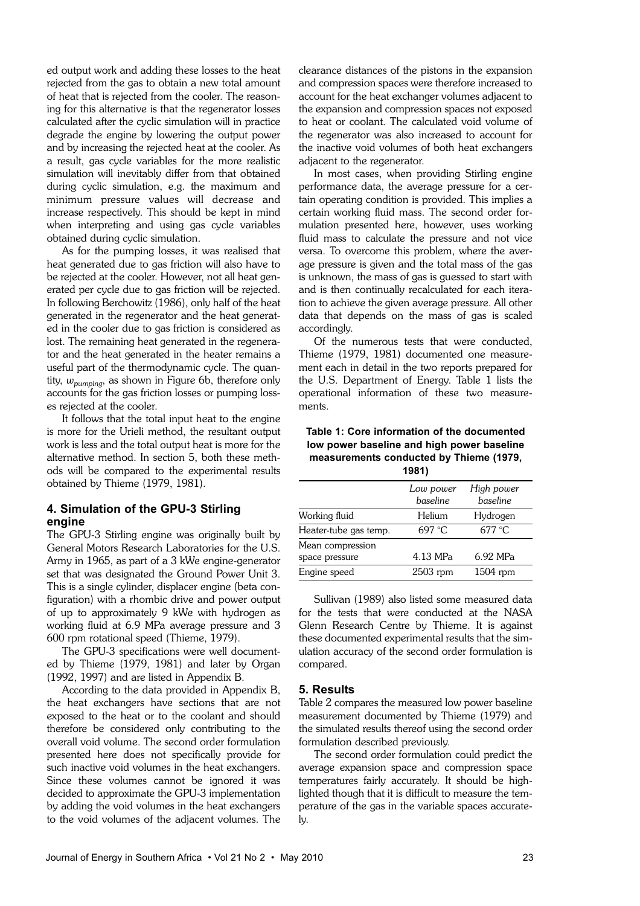ed output work and adding these losses to the heat rejected from the gas to obtain a new total amount of heat that is rejected from the cooler. The reasoning for this alternative is that the regenerator losses calculated after the cyclic simulation will in practice degrade the engine by lowering the output power and by increasing the rejected heat at the cooler. As a result, gas cycle variables for the more realistic simulation will inevitably differ from that obtained during cyclic simulation, e.g. the maximum and minimum pressure values will decrease and increase respectively. This should be kept in mind when interpreting and using gas cycle variables obtained during cyclic simulation.

As for the pumping losses, it was realised that heat generated due to gas friction will also have to be rejected at the cooler. However, not all heat generated per cycle due to gas friction will be rejected. In following Berchowitz (1986), only half of the heat generated in the regenerator and the heat generated in the cooler due to gas friction is considered as lost. The remaining heat generated in the regenerator and the heat generated in the heater remains a useful part of the thermodynamic cycle. The quantity, $w_{pumping}$, as shown in Figure 6b, therefore only accounts for the gas friction losses or pumping losses rejected at the cooler.

It follows that the total input heat to the engine is more for the Urieli method, the resultant output work is less and the total output heat is more for the alternative method. In section 5, both these methods will be compared to the experimental results obtained by Thieme (1979, 1981).

## 4. Simulation of the GPU-3 Stirling engine

The GPU-3 Stirling engine was originally built by General Motors Research Laboratories for the U.S. Army in 1965, as part of a 3 kWe engine-generator set that was designated the Ground Power Unit 3. This is a single cylinder, displacer engine (beta configuration) with a rhombic drive and power output of up to approximately 9 kWe with hydrogen as working fluid at 6.9 MPa average pressure and 3 600 rpm rotational speed (Thieme, 1979).

The GPU-3 specifications were well documented by Thieme (1979, 1981) and later by Organ (1992, 1997) and are listed in Appendix B.

According to the data provided in Appendix B, the heat exchangers have sections that are not exposed to the heat or to the coolant and should therefore be considered only contributing to the overall void volume. The second order formulation presented here does not specifically provide for such inactive void volumes in the heat exchangers. Since these volumes cannot be ignored it was decided to approximate the GPU-3 implementation by adding the void volumes in the heat exchangers to the void volumes of the adjacent volumes. The clearance distances of the pistons in the expansion and compression spaces were therefore increased to account for the heat exchanger volumes adjacent to the expansion and compression spaces not exposed to heat or coolant. The calculated void volume of the regenerator was also increased to account for the inactive void volumes of both heat exchangers adjacent to the regenerator.

In most cases, when providing Stirling engine performance data, the average pressure for a certain operating condition is provided. This implies a certain working fluid mass. The second order formulation presented here, however, uses working fluid mass to calculate the pressure and not vice versa. To overcome this problem, where the average pressure is given and the total mass of the gas is unknown, the mass of gas is guessed to start with and is then continually recalculated for each iteration to achieve the given average pressure. All other data that depends on the mass of gas is scaled accordingly.

Of the numerous tests that were conducted, Thieme (1979, 1981) documented one measurement each in detail in the two reports prepared for the U.S. Department of Energy. Table 1 lists the operational information of these two measurements.

**Table 1: Core information of the documented low power baseline and high power baseline measurements conducted by Thieme (1979, 1981)**

| | *Low power baseline* | *High power baseline* |
|---|---|---|
| Working fluid | Helium | Hydrogen |
| Heater-tube gas temp. | 697 °C | 677 °C |
| Mean compression space pressure | 4.13 MPa | 6.92 MPa |
| Engine speed | 2503 rpm | 1504 rpm |

Sullivan (1989) also listed some measured data for the tests that were conducted at the NASA Glenn Research Centre by Thieme. It is against these documented experimental results that the simulation accuracy of the second order formulation is compared.

## 5. Results

Table 2 compares the measured low power baseline measurement documented by Thieme (1979) and the simulated results thereof using the second order formulation described previously.

The second order formulation could predict the average expansion space and compression space temperatures fairly accurately. It should be highlighted though that it is difficult to measure the temperature of the gas in the variable spaces accurately.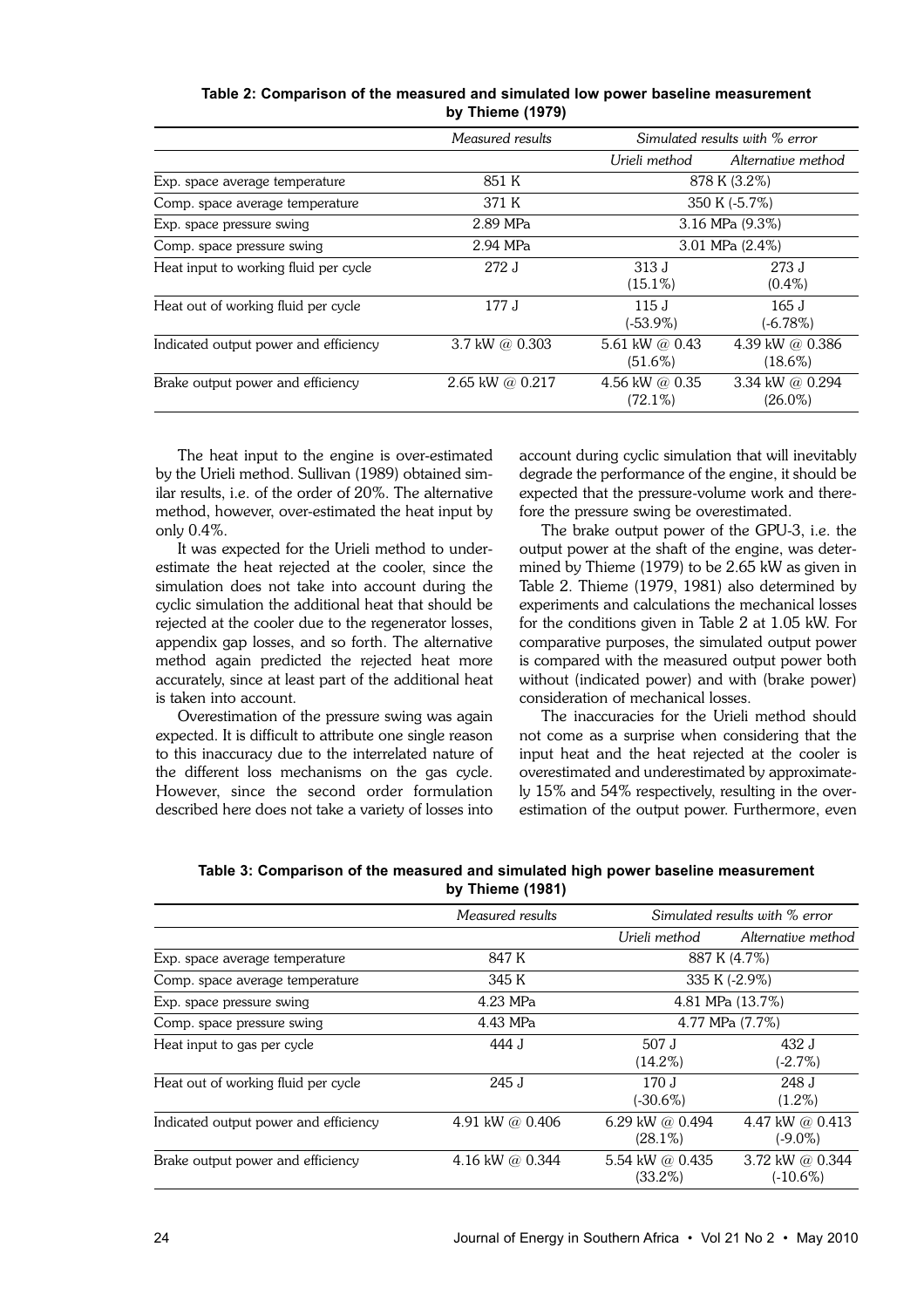**Table 2: Comparison of the measured and simulated low power baseline measurement by Thieme (1979)**

| | *Measured results* | *Simulated results with % error* | |
|---|---|---|---|
| | | *Urieli method* | *Alternative method* |
| Exp. space average temperature | 851 K | 878 K (3.2%) | |
| Comp. space average temperature | 371 K | 350 K (-5.7%) | |
| Exp. space pressure swing | 2.89 MPa | 3.16 MPa (9.3%) | |
| Comp. space pressure swing | 2.94 MPa | 3.01 MPa (2.4%) | |
| Heat input to working fluid per cycle | 272 J | 313 J (15.1%) | 273 J (0.4%) |
| Heat out of working fluid per cycle | 177 J | 115 J (-53.9%) | 165 J (-6.78%) |
| Indicated output power and efficiency | 3.7 kW @ 0.303 | 5.61 kW @ 0.43 (51.6%) | 4.39 kW @ 0.386 (18.6%) |
| Brake output power and efficiency | 2.65 kW @ 0.217 | 4.56 kW @ 0.35 (72.1%) | 3.34 kW @ 0.294 (26.0%) |

The heat input to the engine is over-estimated by the Urieli method. Sullivan (1989) obtained similar results, i.e. of the order of 20%. The alternative method, however, over-estimated the heat input by only 0.4%.

It was expected for the Urieli method to underestimate the heat rejected at the cooler, since the simulation does not take into account during the cyclic simulation the additional heat that should be rejected at the cooler due to the regenerator losses, appendix gap losses, and so forth. The alternative method again predicted the rejected heat more accurately, since at least part of the additional heat is taken into account.

Overestimation of the pressure swing was again expected. It is difficult to attribute one single reason to this inaccuracy due to the interrelated nature of the different loss mechanisms on the gas cycle. However, since the second order formulation described here does not take a variety of losses into account during cyclic simulation that will inevitably degrade the performance of the engine, it should be expected that the pressure-volume work and therefore the pressure swing be overestimated.

The brake output power of the GPU-3, i.e. the output power at the shaft of the engine, was determined by Thieme (1979) to be 2.65 kW as given in Table 2. Thieme (1979, 1981) also determined by experiments and calculations the mechanical losses for the conditions given in Table 2 at 1.05 kW. For comparative purposes, the simulated output power is compared with the measured output power both without (indicated power) and with (brake power) consideration of mechanical losses.

The inaccuracies for the Urieli method should not come as a surprise when considering that the input heat and the heat rejected at the cooler is overestimated and underestimated by approximately 15% and 54% respectively, resulting in the overestimation of the output power. Furthermore, even

**Table 3: Comparison of the measured and simulated high power baseline measurement by Thieme (1981)**

| | *Measured results* | *Simulated results with % error* | |
|---|---|---|---|
| | | *Urieli method* | *Alternative method* |
| Exp. space average temperature | 847 K | 887 K (4.7%) | |
| Comp. space average temperature | 345 K | 335 K (-2.9%) | |
| Exp. space pressure swing | 4.23 MPa | 4.81 MPa (13.7%) | |
| Comp. space pressure swing | 4.43 MPa | 4.77 MPa (7.7%) | |
| Heat input to gas per cycle | 444 J | 507 J (14.2%) | 432 J (-2.7%) |
| Heat out of working fluid per cycle | 245 J | 170 J (-30.6%) | 248 J (1.2%) |
| Indicated output power and efficiency | 4.91 kW @ 0.406 | 6.29 kW @ 0.494 (28.1%) | 4.47 kW @ 0.413 (-9.0%) |
| Brake output power and efficiency | 4.16 kW @ 0.344 | 5.54 kW @ 0.435 (33.2%) | 3.72 kW @ 0.344 (-10.6%) |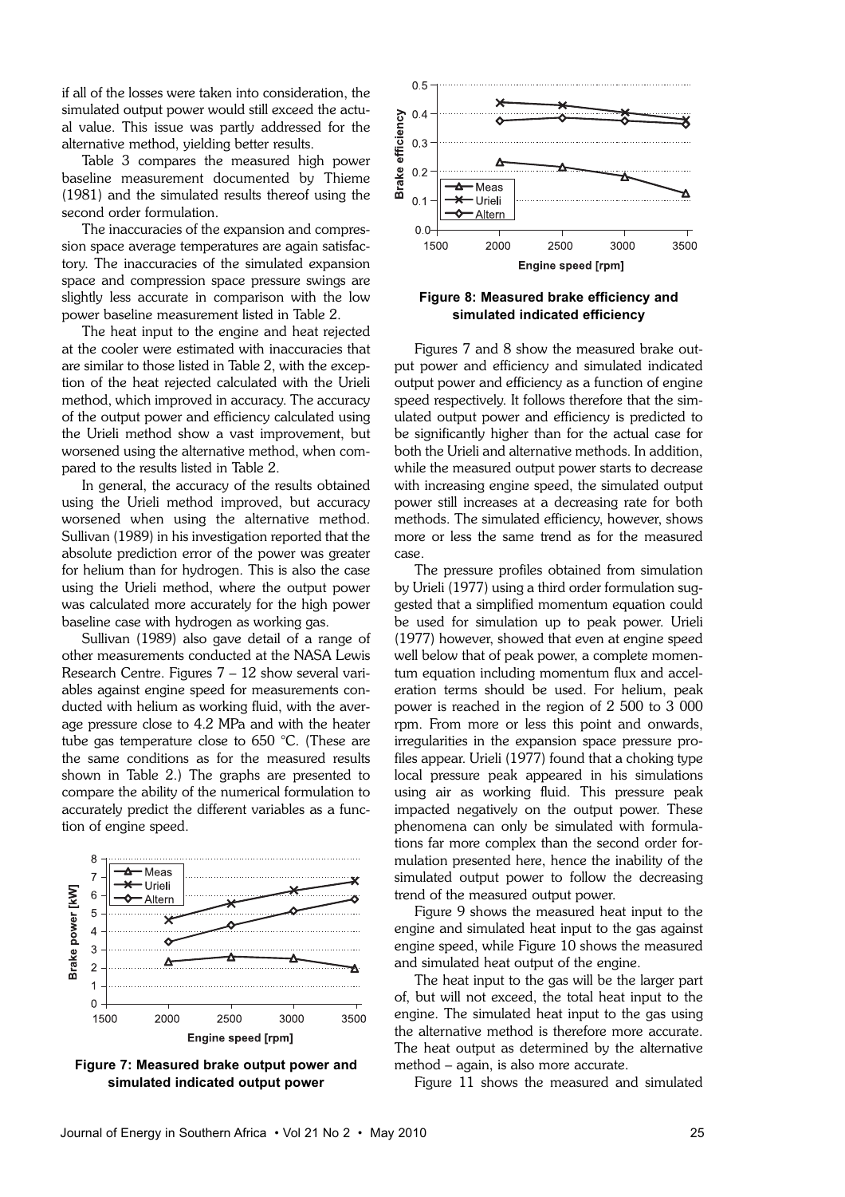if all of the losses were taken into consideration, the simulated output power would still exceed the actual value. This issue was partly addressed for the alternative method, yielding better results.

Table 3 compares the measured high power baseline measurement documented by Thieme (1981) and the simulated results thereof using the second order formulation.

The inaccuracies of the expansion and compression space average temperatures are again satisfactory. The inaccuracies of the simulated expansion space and compression space pressure swings are slightly less accurate in comparison with the low power baseline measurement listed in Table 2.

The heat input to the engine and heat rejected at the cooler were estimated with inaccuracies that are similar to those listed in Table 2, with the exception of the heat rejected calculated with the Urieli method, which improved in accuracy. The accuracy of the output power and efficiency calculated using the Urieli method show a vast improvement, but worsened using the alternative method, when compared to the results listed in Table 2.

In general, the accuracy of the results obtained using the Urieli method improved, but accuracy worsened when using the alternative method. Sullivan (1989) in his investigation reported that the absolute prediction error of the power was greater for helium than for hydrogen. This is also the case using the Urieli method, where the output power was calculated more accurately for the high power baseline case with hydrogen as working gas.

Sullivan (1989) also gave detail of a range of other measurements conducted at the NASA Lewis Research Centre. Figures 7 – 12 show several variables against engine speed for measurements conducted with helium as working fluid, with the average pressure close to 4.2 MPa and with the heater tube gas temperature close to 650 °C. (These are the same conditions as for the measured results shown in Table 2.) The graphs are presented to compare the ability of the numerical formulation to accurately predict the different variables as a function of engine speed.

**Figure 7: Measured brake output power and simulated indicated output power**

**Figure 8: Measured brake efficiency and simulated indicated efficiency**

Figures 7 and 8 show the measured brake output power and efficiency and simulated indicated output power and efficiency as a function of engine speed respectively. It follows therefore that the simulated output power and efficiency is predicted to be significantly higher than for the actual case for both the Urieli and alternative methods. In addition, while the measured output power starts to decrease with increasing engine speed, the simulated output power still increases at a decreasing rate for both methods. The simulated efficiency, however, shows more or less the same trend as for the measured case.

The pressure profiles obtained from simulation by Urieli (1977) using a third order formulation suggested that a simplified momentum equation could be used for simulation up to peak power. Urieli (1977) however, showed that even at engine speed well below that of peak power, a complete momentum equation including momentum flux and acceleration terms should be used. For helium, peak power is reached in the region of 2 500 to 3 000 rpm. From more or less this point and onwards, irregularities in the expansion space pressure profiles appear. Urieli (1977) found that a choking type local pressure peak appeared in his simulations using air as working fluid. This pressure peak impacted negatively on the output power. These phenomena can only be simulated with formulations far more complex than the second order formulation presented here, hence the inability of the simulated output power to follow the decreasing trend of the measured output power.

Figure 9 shows the measured heat input to the engine and simulated heat input to the gas against engine speed, while Figure 10 shows the measured and simulated heat output of the engine.

The heat input to the gas will be the larger part of, but will not exceed, the total heat input to the engine. The simulated heat input to the gas using the alternative method is therefore more accurate. The heat output as determined by the alternative method – again, is also more accurate.

Figure 11 shows the measured and simulated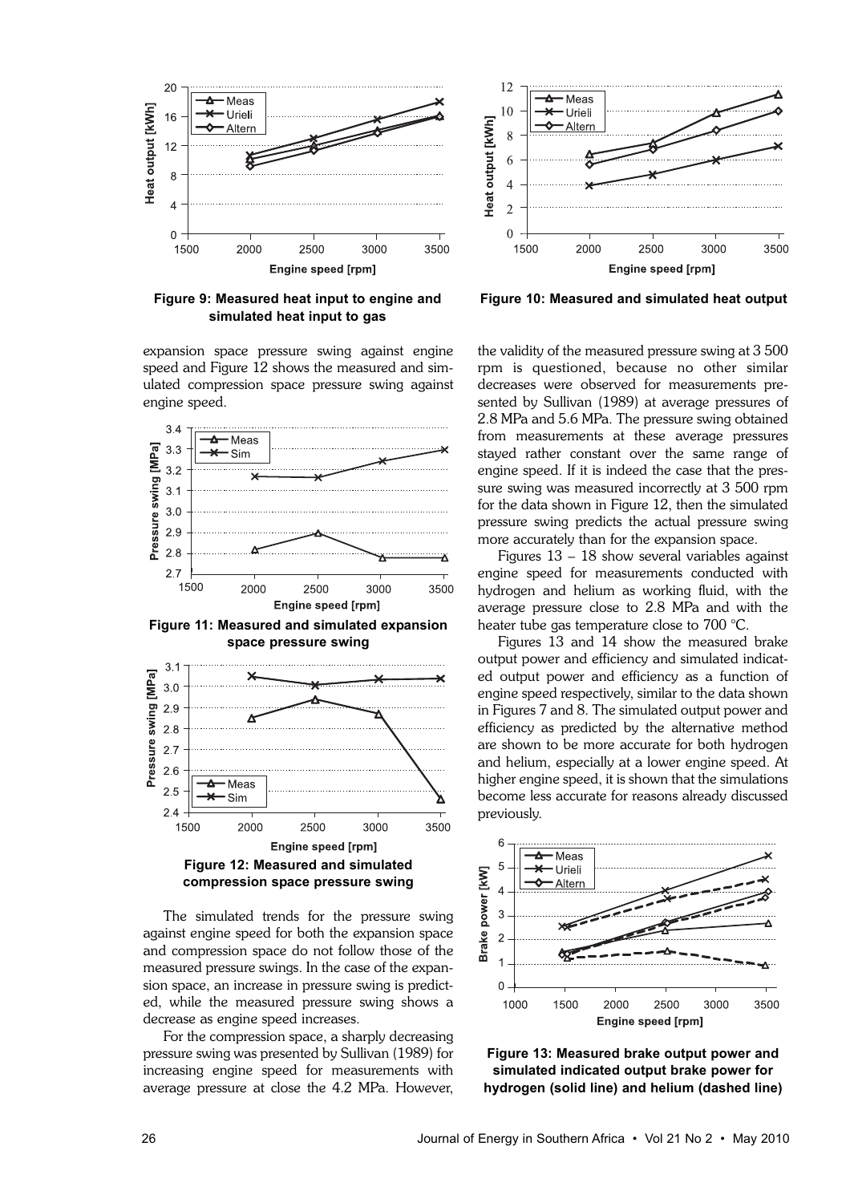Figure 9: Measured heat input to engine and simulated heat input to gas

Figure 10: Measured and simulated heat output

expansion space pressure swing against engine speed and Figure 12 shows the measured and simulated compression space pressure swing against engine speed.

Figure 11: Measured and simulated expansion space pressure swing

Figure 12: Measured and simulated compression space pressure swing

The simulated trends for the pressure swing against engine speed for both the expansion space and compression space do not follow those of the measured pressure swings. In the case of the expansion space, an increase in pressure swing is predicted, while the measured pressure swing shows a decrease as engine speed increases.

For the compression space, a sharply decreasing pressure swing was presented by Sullivan (1989) for increasing engine speed for measurements with average pressure at close the 4.2 MPa. However, the validity of the measured pressure swing at 3 500 rpm is questioned, because no other similar decreases were observed for measurements presented by Sullivan (1989) at average pressures of 2.8 MPa and 5.6 MPa. The pressure swing obtained from measurements at these average pressures stayed rather constant over the same range of engine speed. If it is indeed the case that the pressure swing was measured incorrectly at 3 500 rpm for the data shown in Figure 12, then the simulated pressure swing predicts the actual pressure swing more accurately than for the expansion space.

Figures 13 – 18 show several variables against engine speed for measurements conducted with hydrogen and helium as working fluid, with the average pressure close to 2.8 MPa and with the heater tube gas temperature close to 700 °C.

Figures 13 and 14 show the measured brake output power and efficiency and simulated indicated output power and efficiency as a function of engine speed respectively, similar to the data shown in Figures 7 and 8. The simulated output power and efficiency as predicted by the alternative method are shown to be more accurate for both hydrogen and helium, especially at a lower engine speed. At higher engine speed, it is shown that the simulations become less accurate for reasons already discussed previously.

Figure 13: Measured brake output power and simulated indicated output brake power for hydrogen (solid line) and helium (dashed line)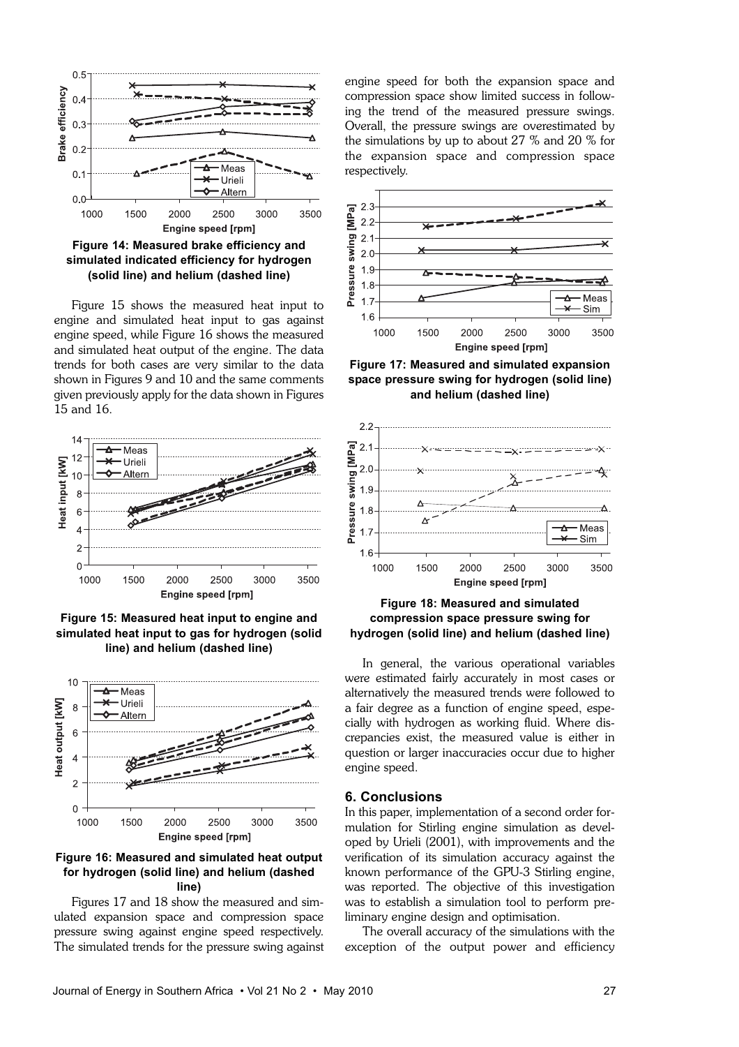Figure 14: Measured brake efficiency and simulated indicated efficiency for hydrogen (solid line) and helium (dashed line)

Figure 15 shows the measured heat input to engine and simulated heat input to gas against engine speed, while Figure 16 shows the measured and simulated heat output of the engine. The data trends for both cases are very similar to the data shown in Figures 9 and 10 and the same comments given previously apply for the data shown in Figures 15 and 16.

Figure 15: Measured heat input to engine and simulated heat input to gas for hydrogen (solid line) and helium (dashed line)

Figure 16: Measured and simulated heat output for hydrogen (solid line) and helium (dashed line)

Figures 17 and 18 show the measured and simulated expansion space and compression space pressure swing against engine speed respectively. The simulated trends for the pressure swing against engine speed for both the expansion space and compression space show limited success in following the trend of the measured pressure swings. Overall, the pressure swings are overestimated by the simulations by up to about 27 % and 20 % for the expansion space and compression space respectively.

Figure 17: Measured and simulated expansion space pressure swing for hydrogen (solid line) and helium (dashed line)

Figure 18: Measured and simulated compression space pressure swing for hydrogen (solid line) and helium (dashed line)

In general, the various operational variables were estimated fairly accurately in most cases or alternatively the measured trends were followed to a fair degree as a function of engine speed, especially with hydrogen as working fluid. Where discrepancies exist, the measured value is either in question or larger inaccuracies occur due to higher engine speed.

## 6. Conclusions

In this paper, implementation of a second order formulation for Stirling engine simulation as developed by Urieli (2001), with improvements and the verification of its simulation accuracy against the known performance of the GPU-3 Stirling engine, was reported. The objective of this investigation was to establish a simulation tool to perform preliminary engine design and optimisation.

The overall accuracy of the simulations with the exception of the output power and efficiency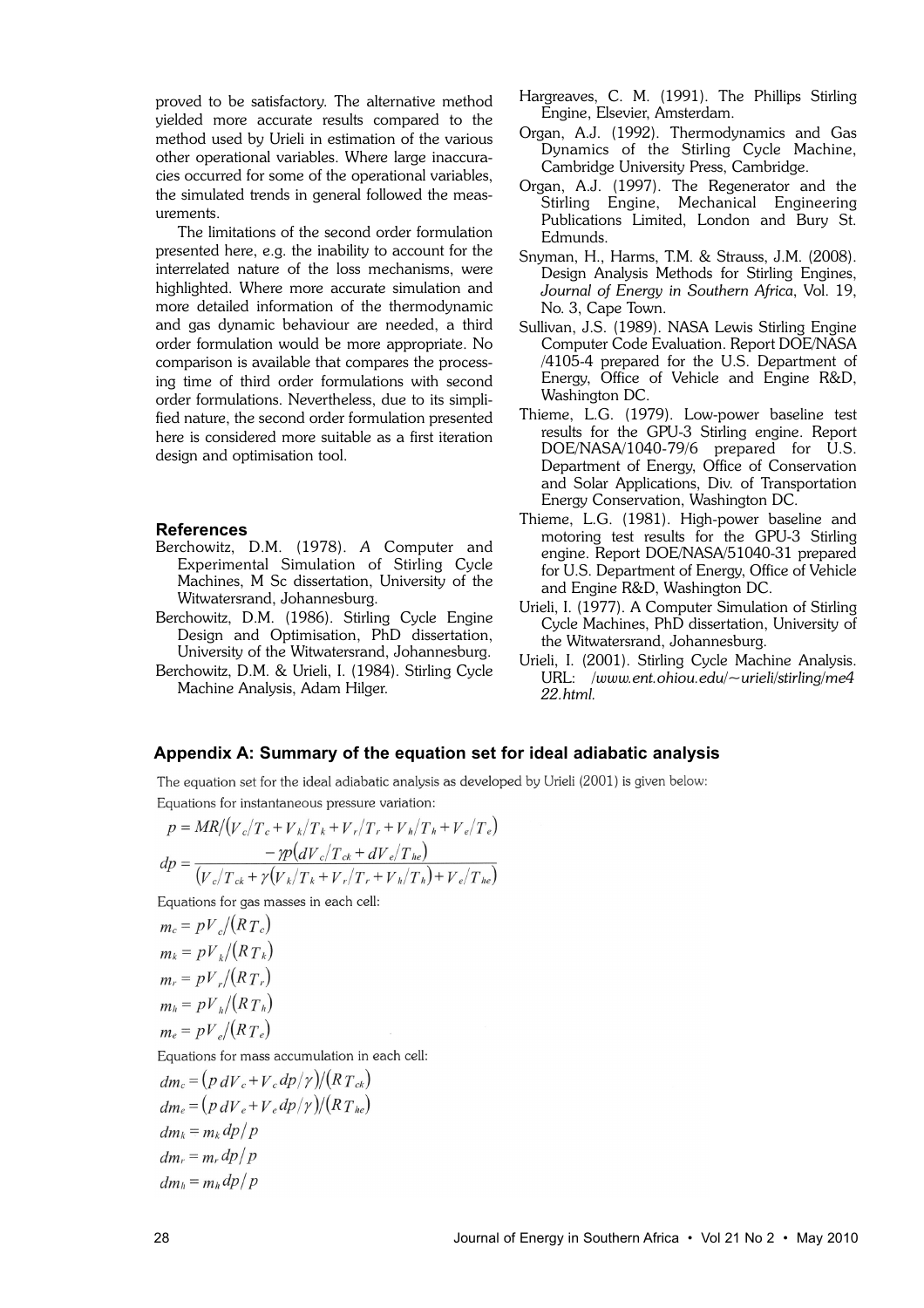proved to be satisfactory. The alternative method yielded more accurate results compared to the method used by Urieli in estimation of the various other operational variables. Where large inaccuracies occurred for some of the operational variables, the simulated trends in general followed the measurements.

The limitations of the second order formulation presented here, e.g. the inability to account for the interrelated nature of the loss mechanisms, were highlighted. Where more accurate simulation and more detailed information of the thermodynamic and gas dynamic behaviour are needed, a third order formulation would be more appropriate. No comparison is available that compares the processing time of third order formulations with second order formulations. Nevertheless, due to its simplified nature, the second order formulation presented here is considered more suitable as a first iteration design and optimisation tool.

## References

Berchowitz, D.M. (1978). *A* Computer and Experimental Simulation of Stirling Cycle Machines, M Sc dissertation, University of the Witwatersrand, Johannesburg.

Berchowitz, D.M. (1986). Stirling Cycle Engine Design and Optimisation, PhD dissertation, University of the Witwatersrand, Johannesburg.

Berchowitz, D.M. & Urieli, I. (1984). Stirling Cycle Machine Analysis, Adam Hilger.

Hargreaves, C. M. (1991). The Phillips Stirling Engine, Elsevier, Amsterdam.

Organ, A.J. (1992). Thermodynamics and Gas Dynamics of the Stirling Cycle Machine, Cambridge University Press, Cambridge.

Organ, A.J. (1997). The Regenerator and the Stirling Engine, Mechanical Engineering Publications Limited, London and Bury St. Edmunds.

Snyman, H., Harms, T.M. & Strauss, J.M. (2008). Design Analysis Methods for Stirling Engines, *Journal of Energy in Southern Africa*, Vol. 19, No. 3, Cape Town.

Sullivan, J.S. (1989). NASA Lewis Stirling Engine Computer Code Evaluation. Report DOE/NASA /4105-4 prepared for the U.S. Department of Energy, Office of Vehicle and Engine R&D, Washington DC.

Thieme, L.G. (1979). Low-power baseline test results for the GPU-3 Stirling engine. Report DOE/NASA/1040-79/6 prepared for U.S. Department of Energy, Office of Conservation and Solar Applications, Div. of Transportation Energy Conservation, Washington DC.

Thieme, L.G. (1981). High-power baseline and motoring test results for the GPU-3 Stirling engine. Report DOE/NASA/51040-31 prepared for U.S. Department of Energy, Office of Vehicle and Engine R&D, Washington DC.

Urieli, I. (1977). A Computer Simulation of Stirling Cycle Machines, PhD dissertation, University of the Witwatersrand, Johannesburg.

Urieli, I. (2001). Stirling Cycle Machine Analysis. URL: */www.ent.ohiou.edu/~urieli/stirling/me422.html.*

## Appendix A: Summary of the equation set for ideal adiabatic analysis

The equation set for the ideal adiabatic analysis as developed by Urieli (2001) is given below:

Equations for instantaneous pressure variation:

$$p = MR/\left(V_c/T_c + V_k/T_k + V_r/T_r + V_h/T_h + V_e/T_e\right)$$

$$dp = \frac{-\gamma p\left(dV_c/T_{ck} + dV_e/T_{he}\right)}{\left(V_c/T_{ck} + \gamma\left(V_k/T_k + V_r/T_r + V_h/T_h\right) + V_e/T_{he}\right)}$$

Equations for gas masses in each cell:

$$m_c = pV_c/\left(RT_c\right)$$

$$m_k = pV_k/\left(RT_k\right)$$

$$m_r = pV_r/\left(RT_r\right)$$

$$m_h = pV_h/\left(RT_h\right)$$

$$m_e = pV_e/\left(RT_e\right)$$

Equations for mass accumulation in each cell:

$$dm_c = \left(p\,dV_c + V_c\,dp/\gamma\right)/\left(RT_{ck}\right)$$

$$dm_e = \left(p\,dV_e + V_e\,dp/\gamma\right)/\left(RT_{he}\right)$$

$$dm_k = m_k\,dp/p$$

$$dm_r = m_r\,dp/p$$

$$dm_h = m_h\,dp/p$$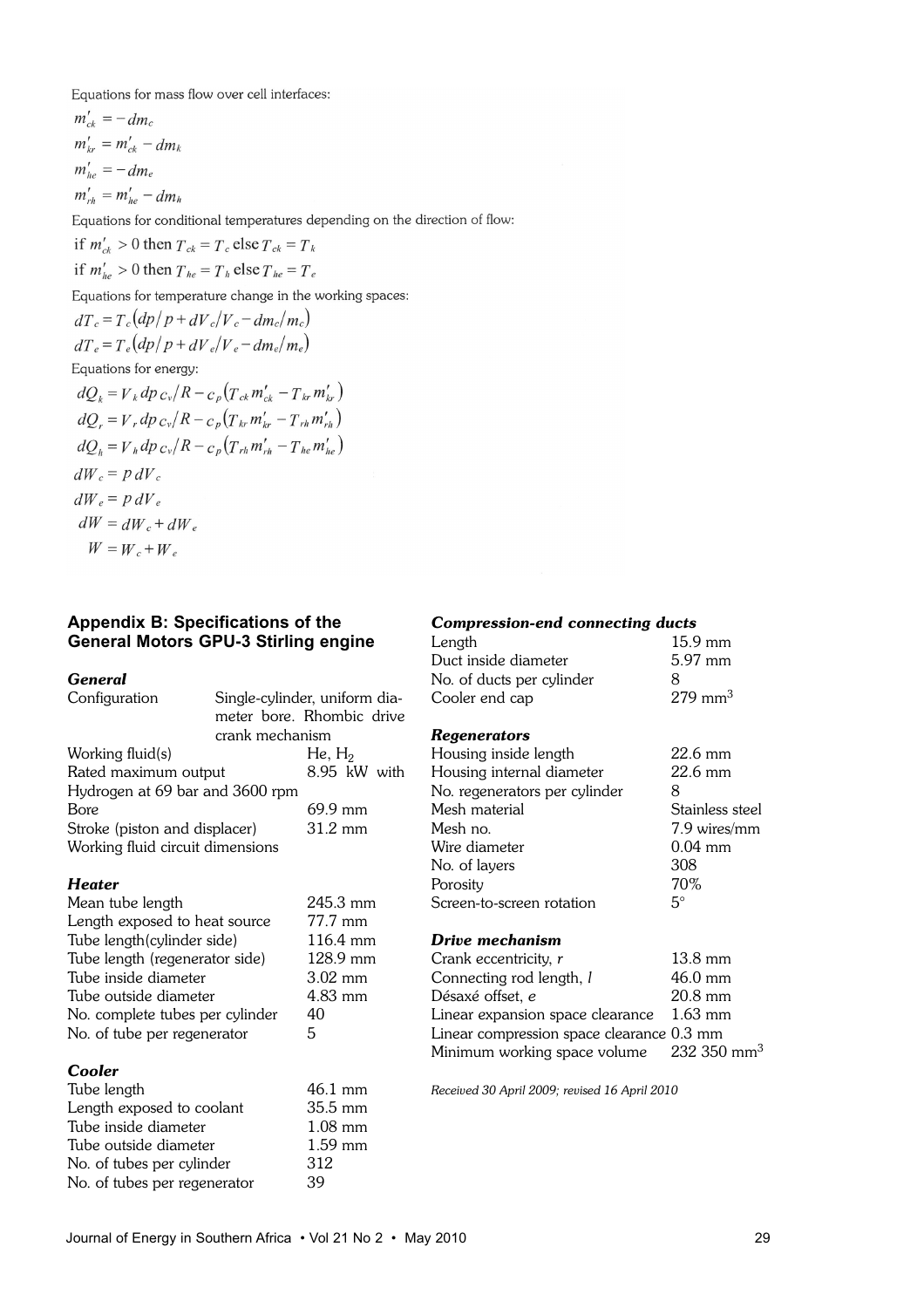Equations for mass flow over cell interfaces:

$$m'_{ck} = -dm_c$$

$$m'_{kr} = m'_{ck} - dm_k$$

$$m'_{he} = -dm_e$$

$$m'_{rh} = m'_{he} - dm_h$$

Equations for conditional temperatures depending on the direction of flow:

if $m'_{ck} > 0$ then $T_{ck} = T_c$ else $T_{ck} = T_k$

if $m'_{he} > 0$ then $T_{he} = T_h$ else $T_{he} = T_e$

Equations for temperature change in the working spaces:

$$dT_c = T_c\left(dp/p + dV_c/V_c - dm_c/m_c\right)$$

$$dT_e = T_e\left(dp/p + dV_e/V_e - dm_e/m_e\right)$$

Equations for energy:

$$dQ_k = V_k\, dp\, c_v/R - c_p\left(T_{ck}\, m'_{ck} - T_{kr}\, m'_{kr}\right)$$

$$dQ_r = V_r\, dp\, c_v/R - c_p\left(T_{kr}\, m'_{kr} - T_{rh}\, m'_{rh}\right)$$

$$dQ_h = V_h\, dp\, c_v/R - c_p\left(T_{rh}\, m'_{rh} - T_{he}\, m'_{he}\right)$$

$$dW_c = p\, dV_c$$

$$dW_e = p\, dV_e$$

$$dW = dW_c + dW_e$$

$$W = W_c + W_e$$

## Appendix B: Specifications of the General Motors GPU-3 Stirling engine

### *General*

| | |
|---|---|
| Configuration | Single-cylinder, uniform diameter bore. Rhombic drive crank mechanism |
| Working fluid(s) | He, $H_2$ |
| Rated maximum output | 8.95 kW with Hydrogen at 69 bar and 3600 rpm |
| Bore | 69.9 mm |
| Stroke (piston and displacer) | 31.2 mm |
| Working fluid circuit dimensions | |

### *Heater*

| | |
|---|---|
| Mean tube length | 245.3 mm |
| Length exposed to heat source | 77.7 mm |
| Tube length(cylinder side) | 116.4 mm |
| Tube length (regenerator side) | 128.9 mm |
| Tube inside diameter | 3.02 mm |
| Tube outside diameter | 4.83 mm |
| No. complete tubes per cylinder | 40 |
| No. of tube per regenerator | 5 |

### *Cooler*

| | |
|---|---|
| Tube length | 46.1 mm |
| Length exposed to coolant | 35.5 mm |
| Tube inside diameter | 1.08 mm |
| Tube outside diameter | 1.59 mm |
| No. of tubes per cylinder | 312 |
| No. of tubes per regenerator | 39 |

### *Compression-end connecting ducts*

| | |
|---|---|
| Length | 15.9 mm |
| Duct inside diameter | 5.97 mm |
| No. of ducts per cylinder | 8 |
| Cooler end cap | 279 mm$^3$ |

### *Regenerators*

| | |
|---|---|
| Housing inside length | 22.6 mm |
| Housing internal diameter | 22.6 mm |
| No. regenerators per cylinder | 8 |
| Mesh material | Stainless steel |
| Mesh no. | 7.9 wires/mm |
| Wire diameter | 0.04 mm |
| No. of layers | 308 |
| Porosity | 70% |
| Screen-to-screen rotation | 5° |

### *Drive mechanism*

| | |
|---|---|
| Crank eccentricity, *r* | 13.8 mm |
| Connecting rod length, *l* | 46.0 mm |
| Désaxé offset, *e* | 20.8 mm |
| Linear expansion space clearance | 1.63 mm |
| Linear compression space clearance | 0.3 mm |
| Minimum working space volume | 232 350 mm$^3$ |

*Received 30 April 2009; revised 16 April 2010*